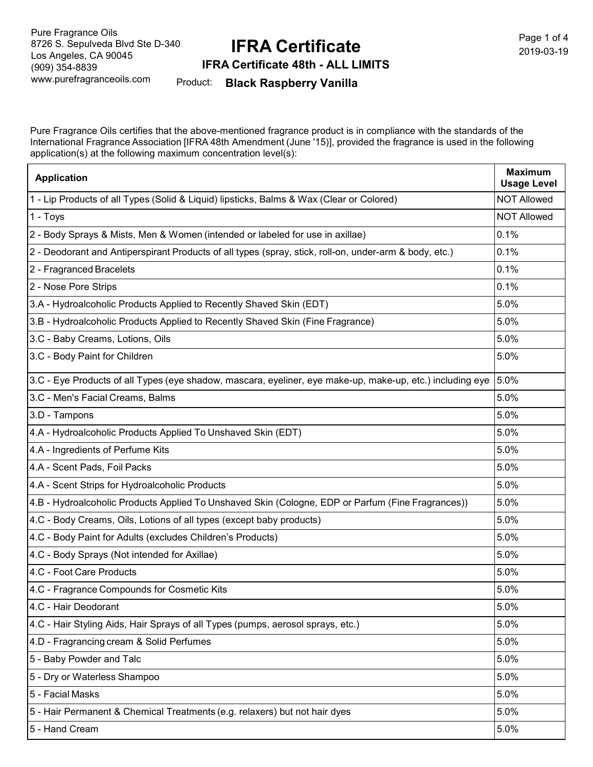Pure Fragrance Oils
8726 S. Sepulveda Blvd Ste D-340
Los Angeles, CA 90045
(909) 354-8839
www.purefragranceoils.com

# IFRA Certificate

## IFRA Certificate 48th - ALL LIMITS

Product: **Black Raspberry Vanilla**

2019-03-19

Pure Fragrance Oils certifies that the above-mentioned fragrance product is in compliance with the standards of the International Fragrance Association [IFRA 48th Amendment (June '15)], provided the fragrance is used in the following application(s) at the following maximum concentration level(s):

| Application | Maximum Usage Level |
|---|---|
| 1 - Lip Products of all Types (Solid & Liquid) lipsticks, Balms & Wax (Clear or Colored) | NOT Allowed |
| 1 - Toys | NOT Allowed |
| 2 - Body Sprays & Mists, Men & Women (intended or labeled for use in axillae) | 0.1% |
| 2 - Deodorant and Antiperspirant Products of all types (spray, stick, roll-on, under-arm & body, etc.) | 0.1% |
| 2 - Fragranced Bracelets | 0.1% |
| 2 - Nose Pore Strips | 0.1% |
| 3.A - Hydroalcoholic Products Applied to Recently Shaved Skin (EDT) | 5.0% |
| 3.B - Hydroalcoholic Products Applied to Recently Shaved Skin (Fine Fragrance) | 5.0% |
| 3.C - Baby Creams, Lotions, Oils | 5.0% |
| 3.C - Body Paint for Children | 5.0% |
| 3.C - Eye Products of all Types (eye shadow, mascara, eyeliner, eye make-up, make-up, etc.) including eye | 5.0% |
| 3.C - Men's Facial Creams, Balms | 5.0% |
| 3.D - Tampons | 5.0% |
| 4.A - Hydroalcoholic Products Applied To Unshaved Skin (EDT) | 5.0% |
| 4.A - Ingredients of Perfume Kits | 5.0% |
| 4.A - Scent Pads, Foil Packs | 5.0% |
| 4.A - Scent Strips for Hydroalcoholic Products | 5.0% |
| 4.B - Hydroalcoholic Products Applied To Unshaved Skin (Cologne, EDP or Parfum (Fine Fragrances)) | 5.0% |
| 4.C - Body Creams, Oils, Lotions of all types (except baby products) | 5.0% |
| 4.C - Body Paint for Adults (excludes Children's Products) | 5.0% |
| 4.C - Body Sprays (Not intended for Axillae) | 5.0% |
| 4.C - Foot Care Products | 5.0% |
| 4.C - Fragrance Compounds for Cosmetic Kits | 5.0% |
| 4.C - Hair Deodorant | 5.0% |
| 4.C - Hair Styling Aids, Hair Sprays of all Types (pumps, aerosol sprays, etc.) | 5.0% |
| 4.D - Fragrancing cream & Solid Perfumes | 5.0% |
| 5 - Baby Powder and Talc | 5.0% |
| 5 - Dry or Waterless Shampoo | 5.0% |
| 5 - Facial Masks | 5.0% |
| 5 - Hair Permanent & Chemical Treatments (e.g. relaxers) but not hair dyes | 5.0% |
| 5 - Hand Cream | 5.0% |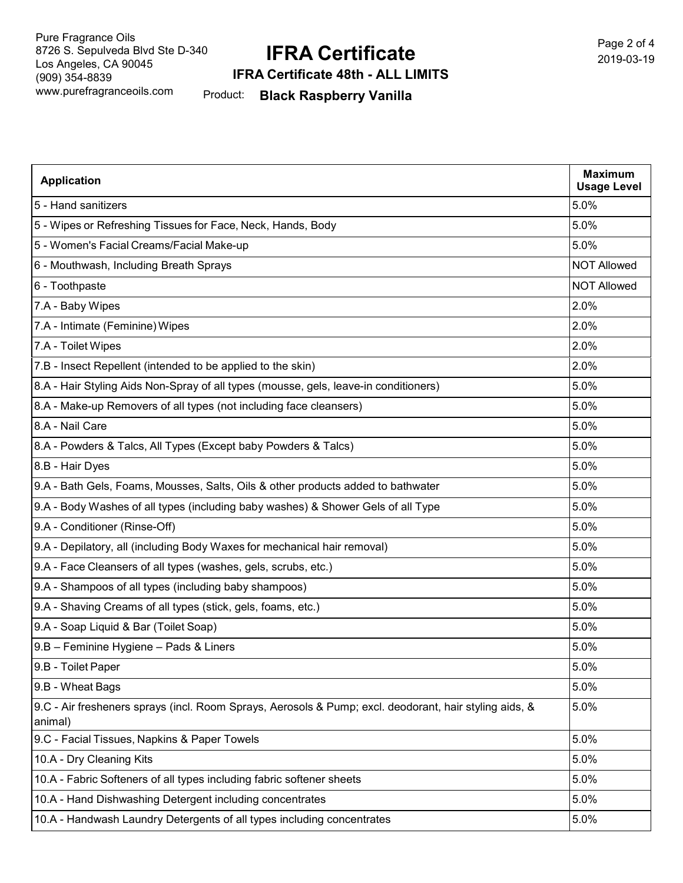| Application | Maximum Usage Level |
| --- | --- |
| 5 - Hand sanitizers | 5.0% |
| 5 - Wipes or Refreshing Tissues for Face, Neck, Hands, Body | 5.0% |
| 5 - Women's Facial Creams/Facial Make-up | 5.0% |
| 6 - Mouthwash, Including Breath Sprays | NOT Allowed |
| 6 - Toothpaste | NOT Allowed |
| 7.A - Baby Wipes | 2.0% |
| 7.A - Intimate (Feminine) Wipes | 2.0% |
| 7.A - Toilet Wipes | 2.0% |
| 7.B - Insect Repellent (intended to be applied to the skin) | 2.0% |
| 8.A - Hair Styling Aids Non-Spray of all types (mousse, gels, leave-in conditioners) | 5.0% |
| 8.A - Make-up Removers of all types (not including face cleansers) | 5.0% |
| 8.A - Nail Care | 5.0% |
| 8.A - Powders & Talcs, All Types (Except baby Powders & Talcs) | 5.0% |
| 8.B - Hair Dyes | 5.0% |
| 9.A - Bath Gels, Foams, Mousses, Salts, Oils & other products added to bathwater | 5.0% |
| 9.A - Body Washes of all types (including baby washes) & Shower Gels of all Type | 5.0% |
| 9.A - Conditioner (Rinse-Off) | 5.0% |
| 9.A - Depilatory, all (including Body Waxes for mechanical hair removal) | 5.0% |
| 9.A - Face Cleansers of all types (washes, gels, scrubs, etc.) | 5.0% |
| 9.A - Shampoos of all types (including baby shampoos) | 5.0% |
| 9.A - Shaving Creams of all types (stick, gels, foams, etc.) | 5.0% |
| 9.A - Soap Liquid & Bar (Toilet Soap) | 5.0% |
| 9.B – Feminine Hygiene – Pads & Liners | 5.0% |
| 9.B - Toilet Paper | 5.0% |
| 9.B - Wheat Bags | 5.0% |
| 9.C - Air fresheners sprays (incl. Room Sprays, Aerosols & Pump; excl. deodorant, hair styling aids, & animal) | 5.0% |
| 9.C - Facial Tissues, Napkins & Paper Towels | 5.0% |
| 10.A - Dry Cleaning Kits | 5.0% |
| 10.A - Fabric Softeners of all types including fabric softener sheets | 5.0% |
| 10.A - Hand Dishwashing Detergent including concentrates | 5.0% |
| 10.A - Handwash Laundry Detergents of all types including concentrates | 5.0% |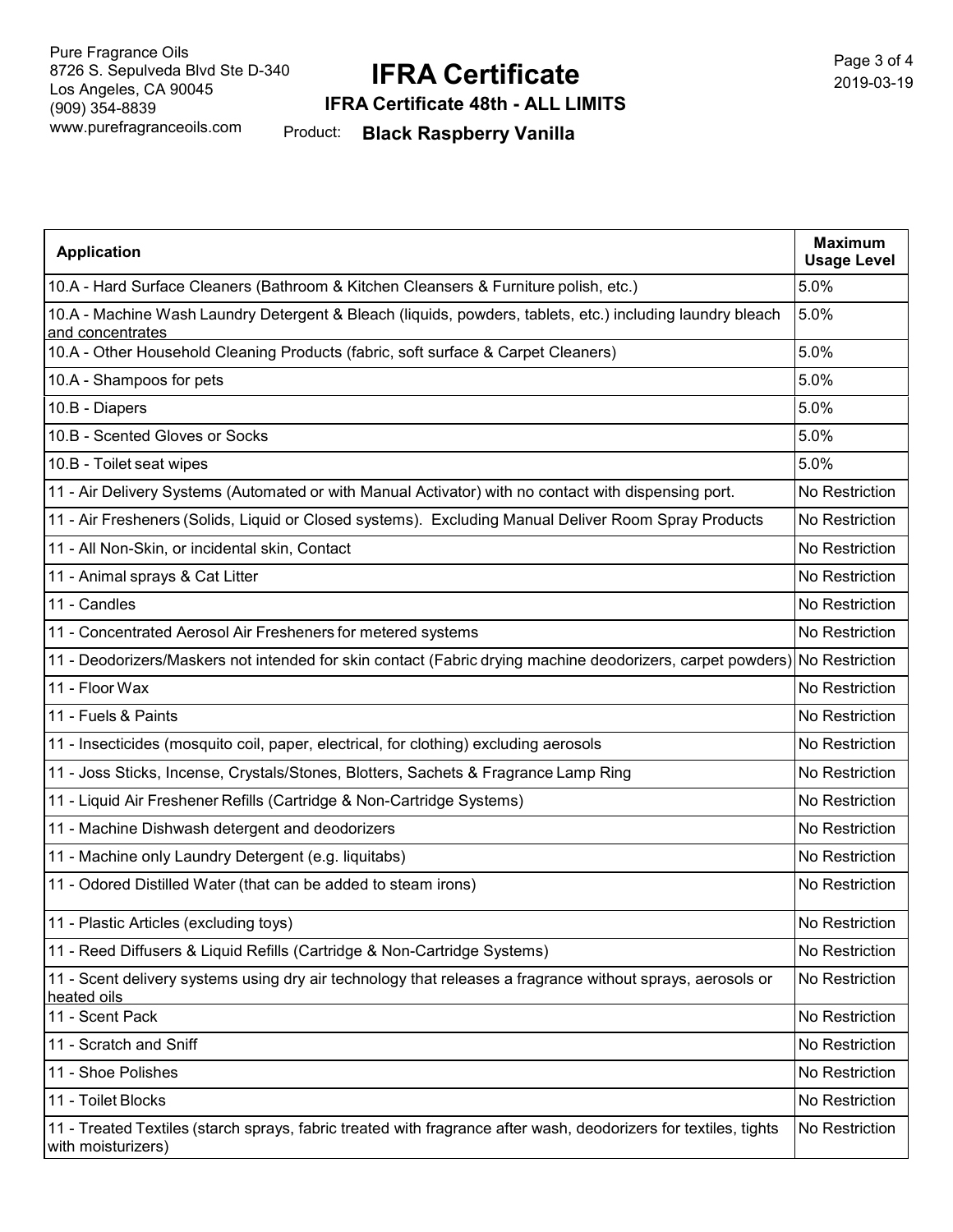Pure Fragrance Oils
8726 S. Sepulveda Blvd Ste D-340
Los Angeles, CA 90045
(909) 354-8839
www.purefragranceoils.com

# IFRA Certificate

## IFRA Certificate 48th - ALL LIMITS

Product: **Black Raspberry Vanilla**

2019-03-19

| Application | Maximum Usage Level |
|---|---|
| 10.A - Hard Surface Cleaners (Bathroom & Kitchen Cleansers & Furniture polish, etc.) | 5.0% |
| 10.A - Machine Wash Laundry Detergent & Bleach (liquids, powders, tablets, etc.) including laundry bleach and concentrates | 5.0% |
| 10.A - Other Household Cleaning Products (fabric, soft surface & Carpet Cleaners) | 5.0% |
| 10.A - Shampoos for pets | 5.0% |
| 10.B - Diapers | 5.0% |
| 10.B - Scented Gloves or Socks | 5.0% |
| 10.B - Toilet seat wipes | 5.0% |
| 11 - Air Delivery Systems (Automated or with Manual Activator) with no contact with dispensing port. | No Restriction |
| 11 - Air Fresheners (Solids, Liquid or Closed systems). Excluding Manual Deliver Room Spray Products | No Restriction |
| 11 - All Non-Skin, or incidental skin, Contact | No Restriction |
| 11 - Animal sprays & Cat Litter | No Restriction |
| 11 - Candles | No Restriction |
| 11 - Concentrated Aerosol Air Fresheners for metered systems | No Restriction |
| 11 - Deodorizers/Maskers not intended for skin contact (Fabric drying machine deodorizers, carpet powders) | No Restriction |
| 11 - Floor Wax | No Restriction |
| 11 - Fuels & Paints | No Restriction |
| 11 - Insecticides (mosquito coil, paper, electrical, for clothing) excluding aerosols | No Restriction |
| 11 - Joss Sticks, Incense, Crystals/Stones, Blotters, Sachets & Fragrance Lamp Ring | No Restriction |
| 11 - Liquid Air Freshener Refills (Cartridge & Non-Cartridge Systems) | No Restriction |
| 11 - Machine Dishwash detergent and deodorizers | No Restriction |
| 11 - Machine only Laundry Detergent (e.g. liquitabs) | No Restriction |
| 11 - Odored Distilled Water (that can be added to steam irons) | No Restriction |
| 11 - Plastic Articles (excluding toys) | No Restriction |
| 11 - Reed Diffusers & Liquid Refills (Cartridge & Non-Cartridge Systems) | No Restriction |
| 11 - Scent delivery systems using dry air technology that releases a fragrance without sprays, aerosols or heated oils | No Restriction |
| 11 - Scent Pack | No Restriction |
| 11 - Scratch and Sniff | No Restriction |
| 11 - Shoe Polishes | No Restriction |
| 11 - Toilet Blocks | No Restriction |
| 11 - Treated Textiles (starch sprays, fabric treated with fragrance after wash, deodorizers for textiles, tights with moisturizers) | No Restriction |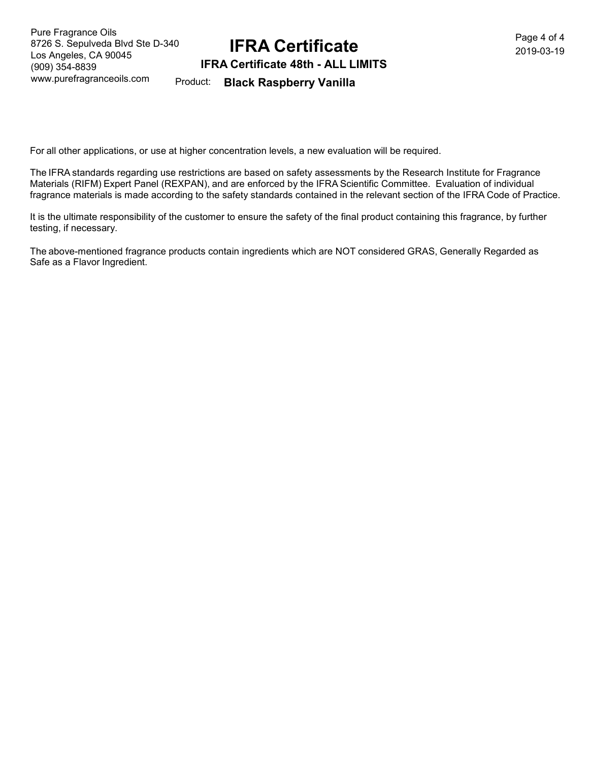For all other applications, or use at higher concentration levels, a new evaluation will be required.

The IFRA standards regarding use restrictions are based on safety assessments by the Research Institute for Fragrance Materials (RIFM) Expert Panel (REXPAN), and are enforced by the IFRA Scientific Committee. Evaluation of individual fragrance materials is made according to the safety standards contained in the relevant section of the IFRA Code of Practice.

It is the ultimate responsibility of the customer to ensure the safety of the final product containing this fragrance, by further testing, if necessary.

The above-mentioned fragrance products contain ingredients which are NOT considered GRAS, Generally Regarded as Safe as a Flavor Ingredient.